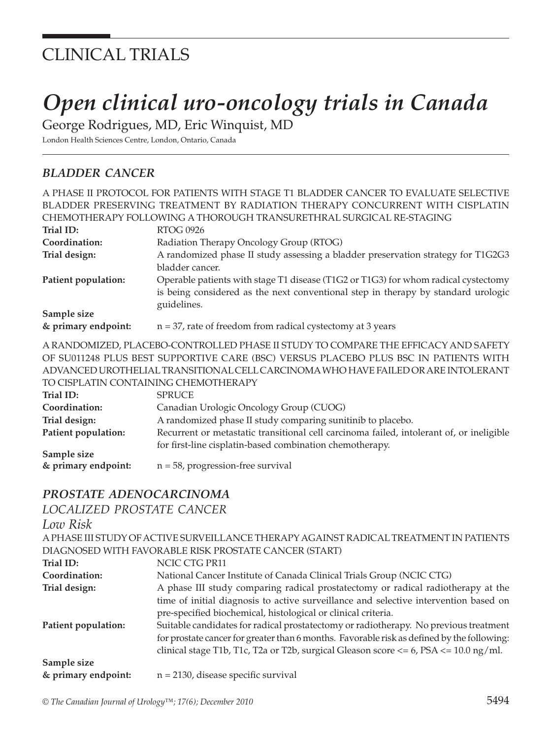# CLINICAL TRIALS

# *Open clinical uro-oncology trials in Canada*

George Rodrigues, MD, Eric Winquist, MD

London Health Sciences Centre, London, Ontario, Canada

## *BLADDER CANCER*

A PHASE II PROTOCOL FOR PATIENTS WITH STAGE T1 BLADDER CANCER TO EVALUATE SELECTIVE BLADDER PRESERVING TREATMENT BY RADIATION THERAPY CONCURRENT WITH CISPLATIN CHEMOTHERAPY FOLLOWING A THOROUGH TRANSURETHRAL SURGICAL RE-STAGING

**Trial ID:** RTOG 0926

**Coordination:** Radiation Therapy Oncology Group (RTOG)

**Trial design:** A randomized phase II study assessing a bladder preservation strategy for T1G2G3 bladder cancer.

**Patient population:** Operable patients with stage T1 disease (T1G2 or T1G3) for whom radical cystectomy is being considered as the next conventional step in therapy by standard urologic guidelines.

**Sample size & primary endpoint:** n = 37, rate of freedom from radical cystectomy at 3 years

A RANDOMIZED, PLACEBO-CONTROLLED PHASE II STUDY TO COMPARE THE EFFICACY AND SAFETY OF SU011248 PLUS BEST SUPPORTIVE CARE (BSC) VERSUS PLACEBO PLUS BSC IN PATIENTS WITH ADVANCED UROTHELIAL TRANSITIONAL CELL CARCINOMA WHO HAVE FAILED OR ARE INTOLERANT TO CISPLATIN CONTAINING CHEMOTHERAPY

**Trial ID:** SPRUCE

**Coordination:** Canadian Urologic Oncology Group (CUOG)

**Trial design:** A randomized phase II study comparing sunitinib to placebo.

**Patient population:** Recurrent or metastatic transitional cell carcinoma failed, intolerant of, or ineligible for first-line cisplatin-based combination chemotherapy.

**Sample size & primary endpoint:** n = 58, progression-free survival

## *PROSTATE ADENOCARCINOMA*

### *LOCALIZED PROSTATE CANCER*

#### *Low Risk*

A PHASE III STUDY OF ACTIVE SURVEILLANCE THERAPY AGAINST RADICAL TREATMENT IN PATIENTS DIAGNOSED WITH FAVORABLE RISK PROSTATE CANCER (START)

**Trial ID:** NCIC CTG PR11

**Coordination:** National Cancer Institute of Canada Clinical Trials Group (NCIC CTG)

**Trial design:** A phase III study comparing radical prostatectomy or radical radiotherapy at the time of initial diagnosis to active surveillance and selective intervention based on pre-specified biochemical, histological or clinical criteria.

**Patient population:** Suitable candidates for radical prostatectomy or radiotherapy. No previous treatment for prostate cancer for greater than 6 months. Favorable risk as defined by the following: clinical stage T1b, T1c, T2a or T2b, surgical Gleason score <= 6, PSA <= 10.0 ng/ml.

**Sample size & primary endpoint:** n = 2130, disease specific survival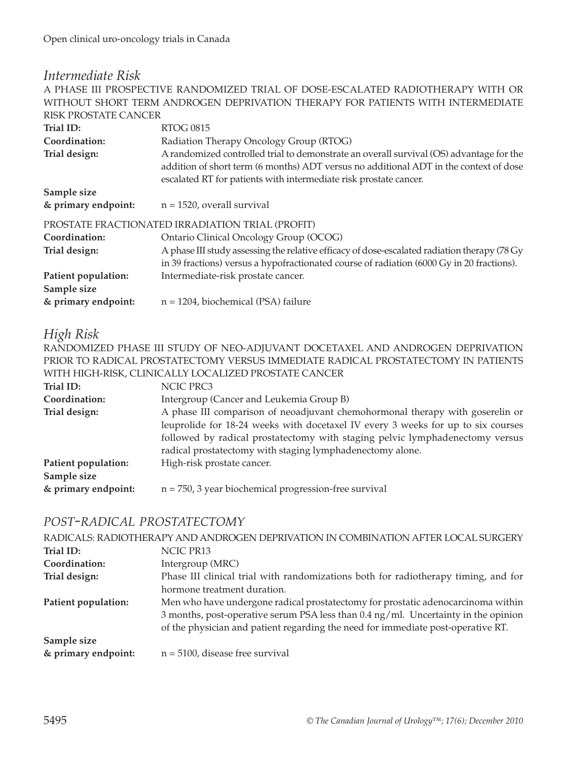## *Intermediate Risk*

A PHASE III PROSPECTIVE RANDOMIZED TRIAL OF DOSE-ESCALATED RADIOTHERAPY WITH OR WITHOUT SHORT TERM ANDROGEN DEPRIVATION THERAPY FOR PATIENTS WITH INTERMEDIATE RISK PROSTATE CANCER

**Trial ID:** RTOG 0815

**Coordination:** Radiation Therapy Oncology Group (RTOG)

**Trial design:** A randomized controlled trial to demonstrate an overall survival (OS) advantage for the addition of short term (6 months) ADT versus no additional ADT in the context of dose escalated RT for patients with intermediate risk prostate cancer.

**Sample size & primary endpoint:** n = 1520, overall survival

PROSTATE FRACTIONATED IRRADIATION TRIAL (PROFIT)

**Coordination:** Ontario Clinical Oncology Group (OCOG)

**Trial design:** A phase III study assessing the relative efficacy of dose-escalated radiation therapy (78 Gy in 39 fractions) versus a hypofractionated course of radiation (6000 Gy in 20 fractions).

**Patient population:** Intermediate-risk prostate cancer.

**Sample size & primary endpoint:** n = 1204, biochemical (PSA) failure

## *High Risk*

RANDOMIZED PHASE III STUDY OF NEO-ADJUVANT DOCETAXEL AND ANDROGEN DEPRIVATION PRIOR TO RADICAL PROSTATECTOMY VERSUS IMMEDIATE RADICAL PROSTATECTOMY IN PATIENTS WITH HIGH-RISK, CLINICALLY LOCALIZED PROSTATE CANCER

**Trial ID:** NCIC PRC3

**Coordination:** Intergroup (Cancer and Leukemia Group B)

**Trial design:** A phase III comparison of neoadjuvant chemohormonal therapy with goserelin or leuprolide for 18-24 weeks with docetaxel IV every 3 weeks for up to six courses followed by radical prostatectomy with staging pelvic lymphadenectomy versus radical prostatectomy with staging lymphadenectomy alone.

**Patient population:** High-risk prostate cancer.

**Sample size & primary endpoint:** n = 750, 3 year biochemical progression-free survival

## *POST-RADICAL PROSTATECTOMY*

RADICALS: RADIOTHERAPY AND ANDROGEN DEPRIVATION IN COMBINATION AFTER LOCAL SURGERY

**Trial ID:** NCIC PR13

**Coordination:** Intergroup (MRC)

**Trial design:** Phase III clinical trial with randomizations both for radiotherapy timing, and for hormone treatment duration.

**Patient population:** Men who have undergone radical prostatectomy for prostatic adenocarcinoma within 3 months, post-operative serum PSA less than 0.4 ng/ml. Uncertainty in the opinion of the physician and patient regarding the need for immediate post-operative RT.

**Sample size & primary endpoint:** n = 5100, disease free survival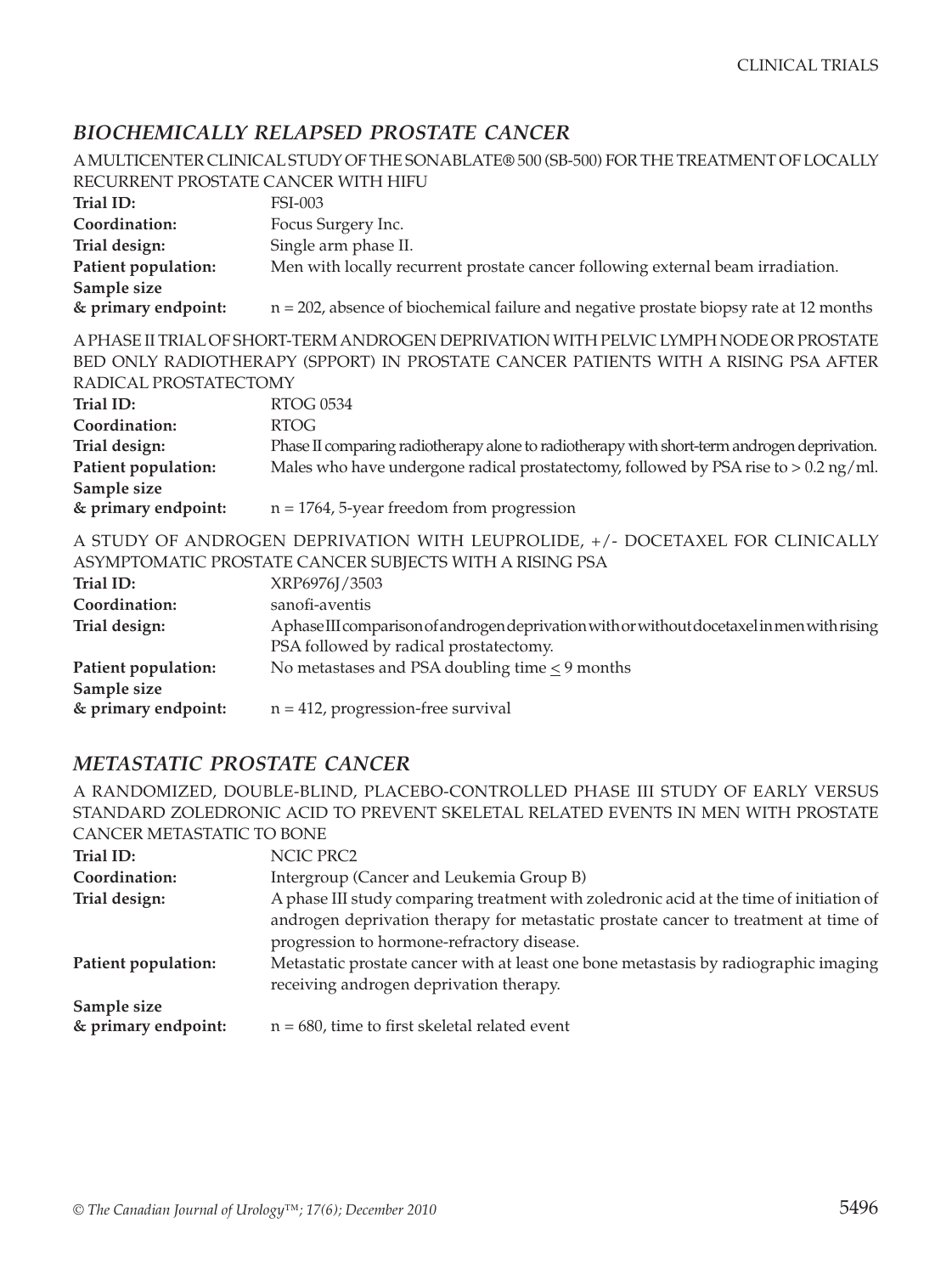## *BIOCHEMICALLY RELAPSED PROSTATE CANCER*

A MULTICENTER CLINICAL STUDY OF THE SONABLATE® 500 (SB-500) FOR THE TREATMENT OF LOCALLY RECURRENT PROSTATE CANCER WITH HIFU

**Trial ID:** FSI-003

**Coordination:** Focus Surgery Inc.

**Trial design:** Single arm phase II.

**Patient population:** Men with locally recurrent prostate cancer following external beam irradiation.

**Sample size & primary endpoint:** n = 202, absence of biochemical failure and negative prostate biopsy rate at 12 months

A PHASE II TRIAL OF SHORT-TERM ANDROGEN DEPRIVATION WITH PELVIC LYMPH NODE OR PROSTATE BED ONLY RADIOTHERAPY (SPPORT) IN PROSTATE CANCER PATIENTS WITH A RISING PSA AFTER RADICAL PROSTATECTOMY

**Trial ID:** RTOG 0534

**Coordination:** RTOG

**Trial design:** Phase II comparing radiotherapy alone to radiotherapy with short-term androgen deprivation.

**Patient population:** Males who have undergone radical prostatectomy, followed by PSA rise to > 0.2 ng/ml.

**Sample size & primary endpoint:** n = 1764, 5-year freedom from progression

A STUDY OF ANDROGEN DEPRIVATION WITH LEUPROLIDE, +/- DOCETAXEL FOR CLINICALLY ASYMPTOMATIC PROSTATE CANCER SUBJECTS WITH A RISING PSA

**Trial ID:** XRP6976J/3503

**Coordination:** sanofi-aventis

**Trial design:** A phase III comparison of androgen deprivation with or without docetaxel in men with rising PSA followed by radical prostatectomy.

**Patient population:** No metastases and PSA doubling time $\leq$ 9 months

**Sample size & primary endpoint:** n = 412, progression-free survival

## *METASTATIC PROSTATE CANCER*

A RANDOMIZED, DOUBLE-BLIND, PLACEBO-CONTROLLED PHASE III STUDY OF EARLY VERSUS STANDARD ZOLEDRONIC ACID TO PREVENT SKELETAL RELATED EVENTS IN MEN WITH PROSTATE CANCER METASTATIC TO BONE

**Trial ID:** NCIC PRC2

**Coordination:** Intergroup (Cancer and Leukemia Group B)

**Trial design:** A phase III study comparing treatment with zoledronic acid at the time of initiation of androgen deprivation therapy for metastatic prostate cancer to treatment at time of progression to hormone-refractory disease.

**Patient population:** Metastatic prostate cancer with at least one bone metastasis by radiographic imaging receiving androgen deprivation therapy.

**Sample size & primary endpoint:** n = 680, time to first skeletal related event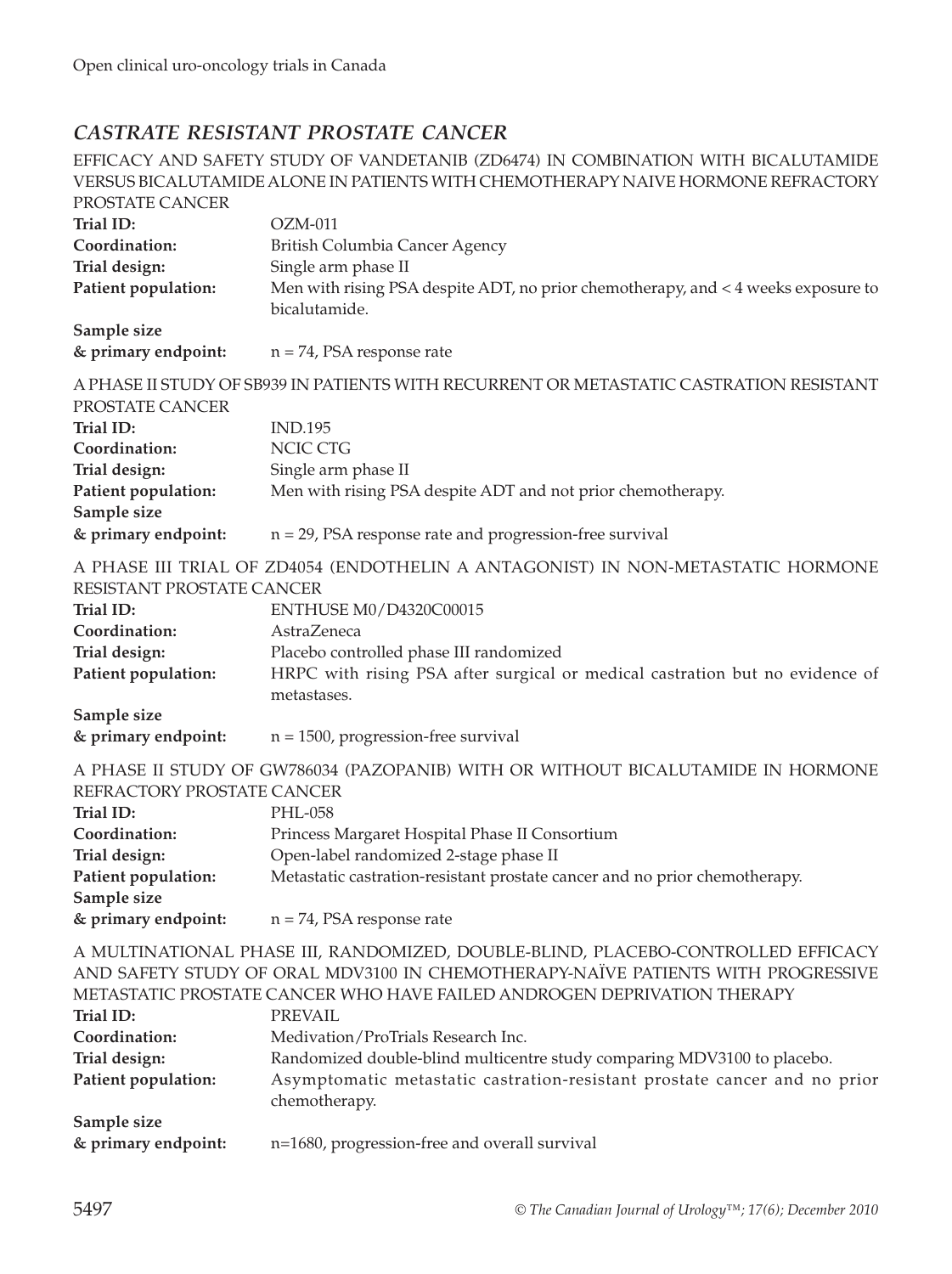## *CASTRATE RESISTANT PROSTATE CANCER*

EFFICACY AND SAFETY STUDY OF VANDETANIB (ZD6474) IN COMBINATION WITH BICALUTAMIDE VERSUS BICALUTAMIDE ALONE IN PATIENTS WITH CHEMOTHERAPY NAIVE HORMONE REFRACTORY PROSTATE CANCER

**Trial ID:** OZM-011
**Coordination:** British Columbia Cancer Agency
**Trial design:** Single arm phase II
**Patient population:** Men with rising PSA despite ADT, no prior chemotherapy, and < 4 weeks exposure to bicalutamide.
**Sample size & primary endpoint:** n = 74, PSA response rate

A PHASE II STUDY OF SB939 IN PATIENTS WITH RECURRENT OR METASTATIC CASTRATION RESISTANT PROSTATE CANCER

**Trial ID:** IND.195
**Coordination:** NCIC CTG
**Trial design:** Single arm phase II
**Patient population:** Men with rising PSA despite ADT and not prior chemotherapy.
**Sample size & primary endpoint:** n = 29, PSA response rate and progression-free survival

A PHASE III TRIAL OF ZD4054 (ENDOTHELIN A ANTAGONIST) IN NON-METASTATIC HORMONE RESISTANT PROSTATE CANCER

**Trial ID:** ENTHUSE M0/D4320C00015
**Coordination:** AstraZeneca
**Trial design:** Placebo controlled phase III randomized
**Patient population:** HRPC with rising PSA after surgical or medical castration but no evidence of metastases.
**Sample size & primary endpoint:** n = 1500, progression-free survival

A PHASE II STUDY OF GW786034 (PAZOPANIB) WITH OR WITHOUT BICALUTAMIDE IN HORMONE REFRACTORY PROSTATE CANCER

**Trial ID:** PHL-058
**Coordination:** Princess Margaret Hospital Phase II Consortium
**Trial design:** Open-label randomized 2-stage phase II
**Patient population:** Metastatic castration-resistant prostate cancer and no prior chemotherapy.
**Sample size & primary endpoint:** n = 74, PSA response rate

A MULTINATIONAL PHASE III, RANDOMIZED, DOUBLE-BLIND, PLACEBO-CONTROLLED EFFICACY AND SAFETY STUDY OF ORAL MDV3100 IN CHEMOTHERAPY-NAÏVE PATIENTS WITH PROGRESSIVE METASTATIC PROSTATE CANCER WHO HAVE FAILED ANDROGEN DEPRIVATION THERAPY

**Trial ID:** PREVAIL
**Coordination:** Medivation/ProTrials Research Inc.
**Trial design:** Randomized double-blind multicentre study comparing MDV3100 to placebo.
**Patient population:** Asymptomatic metastatic castration-resistant prostate cancer and no prior chemotherapy.
**Sample size & primary endpoint:** n=1680, progression-free and overall survival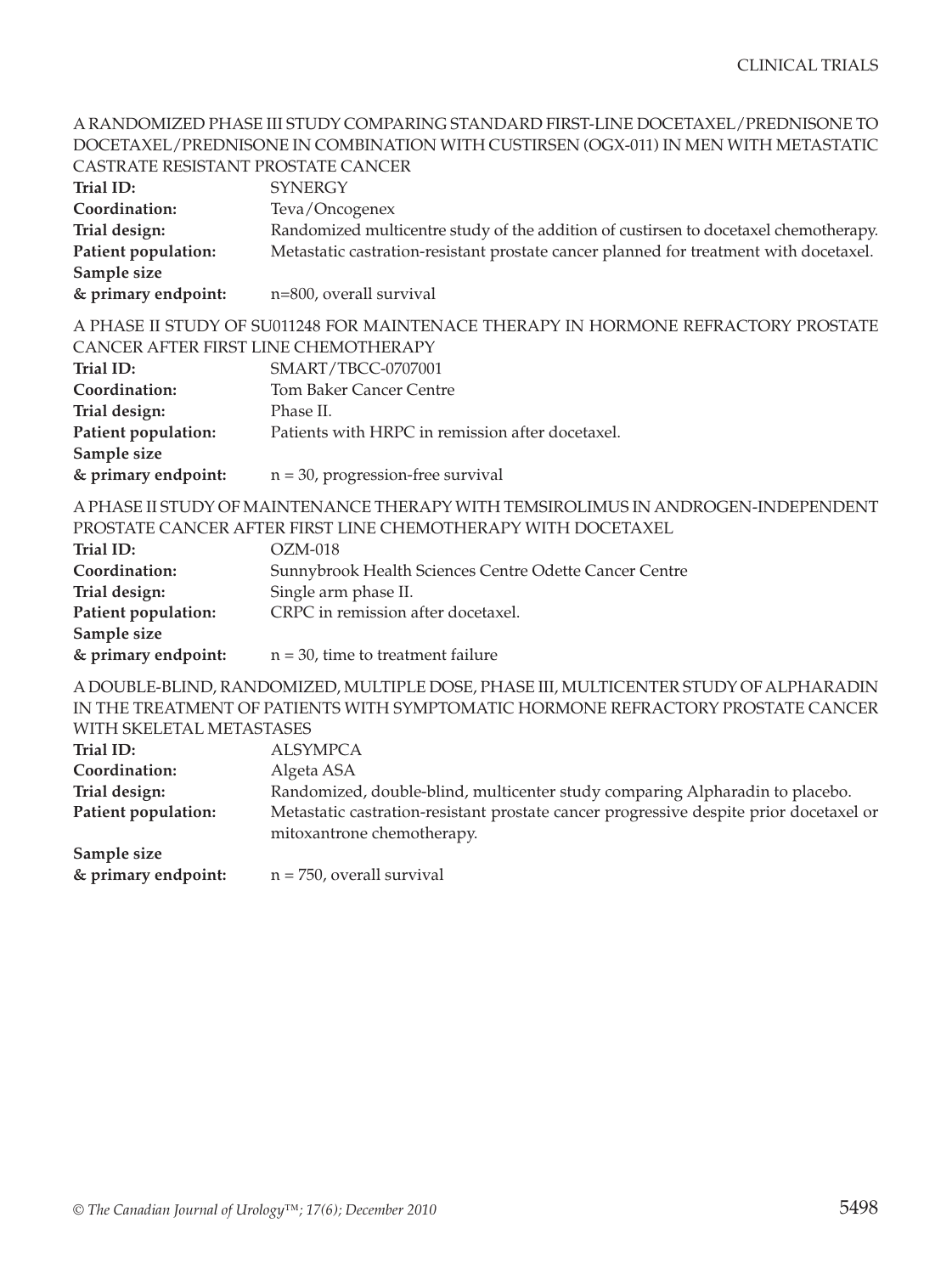A RANDOMIZED PHASE III STUDY COMPARING STANDARD FIRST-LINE DOCETAXEL/PREDNISONE TO DOCETAXEL/PREDNISONE IN COMBINATION WITH CUSTIRSEN (OGX-011) IN MEN WITH METASTATIC CASTRATE RESISTANT PROSTATE CANCER

**Trial ID:** SYNERGY
**Coordination:** Teva/Oncogenex
**Trial design:** Randomized multicentre study of the addition of custirsen to docetaxel chemotherapy.
**Patient population:** Metastatic castration-resistant prostate cancer planned for treatment with docetaxel.
**Sample size & primary endpoint:** n=800, overall survival

A PHASE II STUDY OF SU011248 FOR MAINTENACE THERAPY IN HORMONE REFRACTORY PROSTATE CANCER AFTER FIRST LINE CHEMOTHERAPY

**Trial ID:** SMART/TBCC-0707001
**Coordination:** Tom Baker Cancer Centre
**Trial design:** Phase II.
**Patient population:** Patients with HRPC in remission after docetaxel.
**Sample size & primary endpoint:** n = 30, progression-free survival

A PHASE II STUDY OF MAINTENANCE THERAPY WITH TEMSIROLIMUS IN ANDROGEN-INDEPENDENT PROSTATE CANCER AFTER FIRST LINE CHEMOTHERAPY WITH DOCETAXEL

**Trial ID:** OZM-018
**Coordination:** Sunnybrook Health Sciences Centre Odette Cancer Centre
**Trial design:** Single arm phase II.
**Patient population:** CRPC in remission after docetaxel.
**Sample size & primary endpoint:** n = 30, time to treatment failure

A DOUBLE-BLIND, RANDOMIZED, MULTIPLE DOSE, PHASE III, MULTICENTER STUDY OF ALPHARADIN IN THE TREATMENT OF PATIENTS WITH SYMPTOMATIC HORMONE REFRACTORY PROSTATE CANCER WITH SKELETAL METASTASES

**Trial ID:** ALSYMPCA
**Coordination:** Algeta ASA
**Trial design:** Randomized, double-blind, multicenter study comparing Alpharadin to placebo.
**Patient population:** Metastatic castration-resistant prostate cancer progressive despite prior docetaxel or mitoxantrone chemotherapy.
**Sample size & primary endpoint:** n = 750, overall survival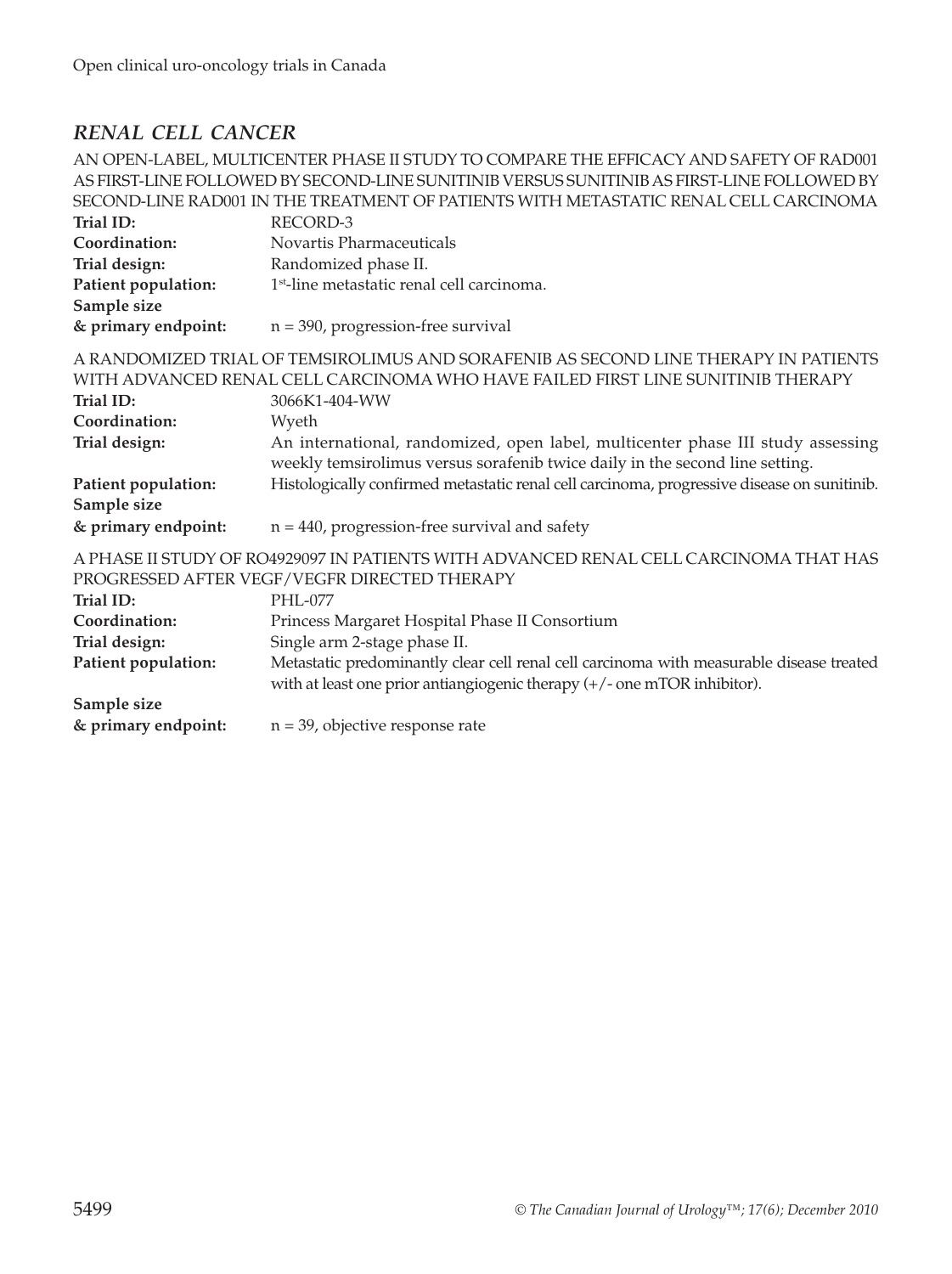## *RENAL CELL CANCER*

AN OPEN-LABEL, MULTICENTER PHASE II STUDY TO COMPARE THE EFFICACY AND SAFETY OF RAD001 AS FIRST-LINE FOLLOWED BY SECOND-LINE SUNITINIB VERSUS SUNITINIB AS FIRST-LINE FOLLOWED BY SECOND-LINE RAD001 IN THE TREATMENT OF PATIENTS WITH METASTATIC RENAL CELL CARCINOMA

**Trial ID:** RECORD-3
**Coordination:** Novartis Pharmaceuticals
**Trial design:** Randomized phase II.
**Patient population:** 1st-line metastatic renal cell carcinoma.
**Sample size & primary endpoint:** n = 390, progression-free survival

A RANDOMIZED TRIAL OF TEMSIROLIMUS AND SORAFENIB AS SECOND LINE THERAPY IN PATIENTS WITH ADVANCED RENAL CELL CARCINOMA WHO HAVE FAILED FIRST LINE SUNITINIB THERAPY

**Trial ID:** 3066K1-404-WW
**Coordination:** Wyeth
**Trial design:** An international, randomized, open label, multicenter phase III study assessing weekly temsirolimus versus sorafenib twice daily in the second line setting.
**Patient population:** Histologically confirmed metastatic renal cell carcinoma, progressive disease on sunitinib.
**Sample size & primary endpoint:** n = 440, progression-free survival and safety

A PHASE II STUDY OF RO4929097 IN PATIENTS WITH ADVANCED RENAL CELL CARCINOMA THAT HAS PROGRESSED AFTER VEGF/VEGFR DIRECTED THERAPY

**Trial ID:** PHL-077
**Coordination:** Princess Margaret Hospital Phase II Consortium
**Trial design:** Single arm 2-stage phase II.
**Patient population:** Metastatic predominantly clear cell renal cell carcinoma with measurable disease treated with at least one prior antiangiogenic therapy (+/- one mTOR inhibitor).
**Sample size & primary endpoint:** n = 39, objective response rate